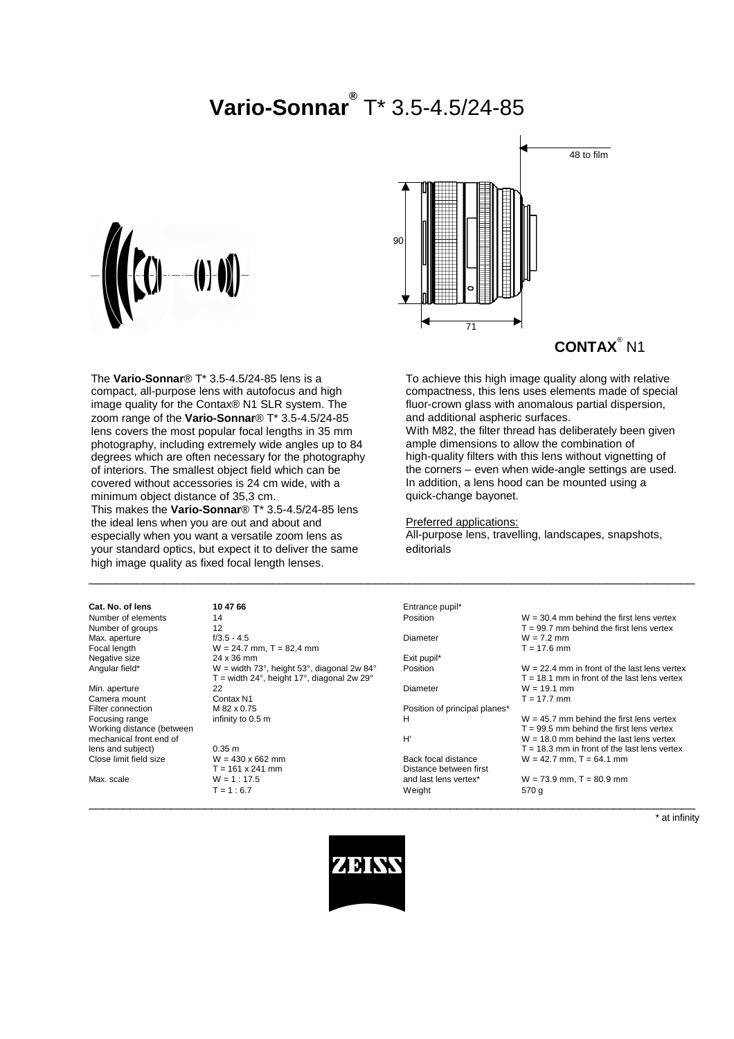# Vario-Sonnar® T* 3.5-4.5/24-85

48 to film

90

71

**CONTAX**® N1

The **Vario-Sonnar**® T* 3.5-4.5/24-85 lens is a compact, all-purpose lens with autofocus and high image quality for the Contax® N1 SLR system. The zoom range of the **Vario-Sonnar**® T* 3.5-4.5/24-85 lens covers the most popular focal lengths in 35 mm photography, including extremely wide angles up to 84 degrees which are often necessary for the photography of interiors. The smallest object field which can be covered without accessories is 24 cm wide, with a minimum object distance of 35,3 cm.
This makes the **Vario-Sonnar**® T* 3.5-4.5/24-85 lens the ideal lens when you are out and about and especially when you want a versatile zoom lens as your standard optics, but expect it to deliver the same high image quality as fixed focal length lenses.

To achieve this high image quality along with relative compactness, this lens uses elements made of special fluor-crown glass with anomalous partial dispersion, and additional aspheric surfaces.
With M82, the filter thread has deliberately been given ample dimensions to allow the combination of high-quality filters with this lens without vignetting of the corners – even when wide-angle settings are used. In addition, a lens hood can be mounted using a quick-change bayonet.

Preferred applications:
All-purpose lens, travelling, landscapes, snapshots, editorials

| **Cat. No. of lens** | **10 47 66** |
|---|---|
| Number of elements | 14 |
| Number of groups | 12 |
| Max. aperture | f/3.5 - 4.5 |
| Focal length | W = 24.7 mm, T = 82,4 mm |
| Negative size | 24 x 36 mm |
| Angular field* | W = width 73°, height 53°, diagonal 2w 84°<br>T = width 24°, height 17°, diagonal 2w 29° |
| Min. aperture | 22 |
| Camera mount | Contax N1 |
| Filter connection | M 82 x 0.75 |
| Focusing range | infinity to 0.5 m |
| Working distance (between mechanical front end of lens and subject) | 0.35 m |
| Close limit field size | W = 430 x 662 mm<br>T = 161 x 241 mm |
| Max. scale | W = 1 : 17.5<br>T = 1 : 6.7 |

| Entrance pupil* | |
|---|---|
| Position | W = 30.4 mm behind the first lens vertex<br>T = 99.7 mm behind the first lens vertex |
| Diameter | W = 7.2 mm<br>T = 17.6 mm |
| Exit pupil* | |
| Position | W = 22.4 mm in front of the last lens vertex<br>T = 18.1 mm in front of the last lens vertex |
| Diameter | W = 19.1 mm<br>T = 17.7 mm |
| Position of principal planes* | |
| H | W = 45.7 mm behind the first lens vertex<br>T = 99.5 mm behind the first lens vertex |
| H' | W = 18.0 mm behind the last lens vertex<br>T = 18.3 mm in front of the last lens vertex |
| Back focal distance | W = 42.7 mm, T = 64.1 mm |
| Distance between first and last lens vertex* | W = 73.9 mm, T = 80.9 mm |
| Weight | 570 g |

* at infinity

ZEISS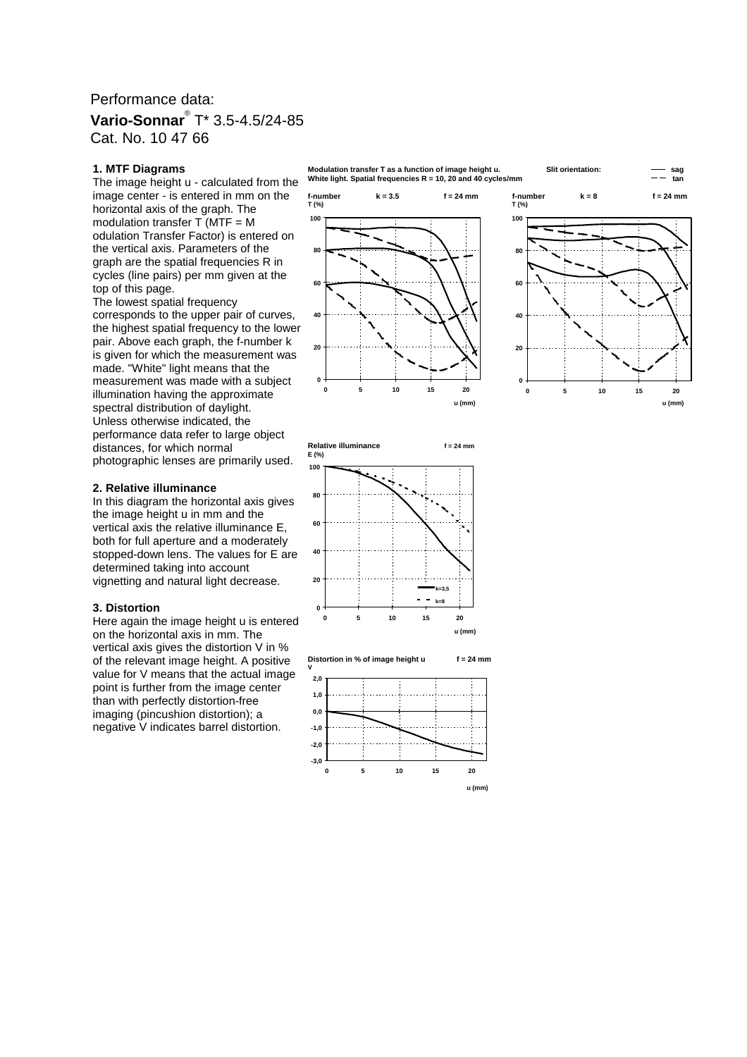Performance data:

**Vario-Sonnar**® T* 3.5-4.5/24-85

Cat. No. 10 47 66

### 1. MTF Diagrams

The image height u - calculated from the image center - is entered in mm on the horizontal axis of the graph. The modulation transfer T (MTF = Modulation Transfer Factor) is entered on the vertical axis. Parameters of the graph are the spatial frequencies R in cycles (line pairs) per mm given at the top of this page.
The lowest spatial frequency corresponds to the upper pair of curves, the highest spatial frequency to the lower pair. Above each graph, the f-number k is given for which the measurement was made. "White" light means that the measurement was made with a subject illumination having the approximate spectral distribution of daylight.
Unless otherwise indicated, the performance data refer to large object distances, for which normal photographic lenses are primarily used.

### 2. Relative illuminance

In this diagram the horizontal axis gives the image height u in mm and the vertical axis the relative illuminance E, both for full aperture and a moderately stopped-down lens. The values for E are determined taking into account vignetting and natural light decrease.

### 3. Distortion

Here again the image height u is entered on the horizontal axis in mm. The vertical axis gives the distortion V in % of the relevant image height. A positive value for V means that the actual image point is further from the image center than with perfectly distortion-free imaging (pincushion distortion); a negative V indicates barrel distortion.

**Modulation transfer T as a function of image height u.**
**White light. Spatial frequencies R = 10, 20 and 40 cycles/mm**

**Slit orientation:** —— sag, – – tan

**f-number k = 3.5, f = 24 mm**

**f-number k = 8, f = 24 mm**

**Relative illuminance E (%), f = 24 mm** (k=3,5; k=8)

**Distortion in % of image height u, f = 24 mm**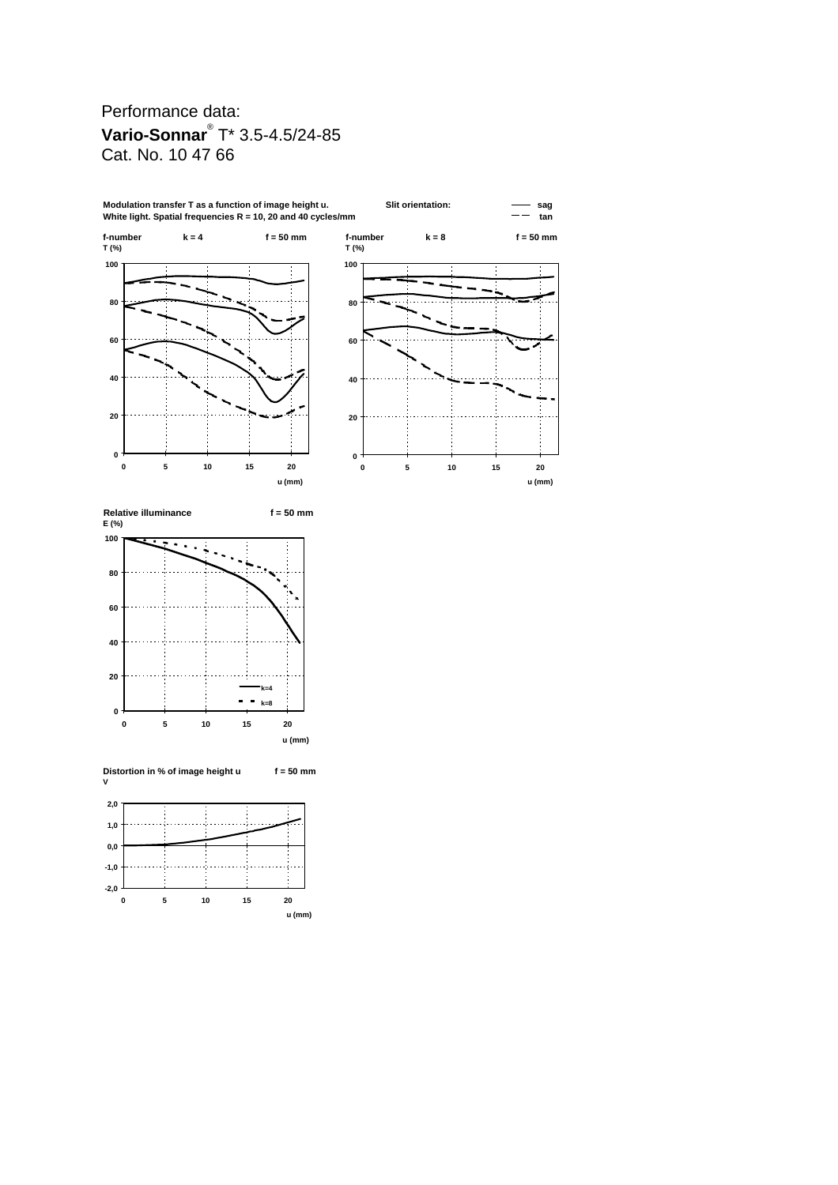Performance data:

**Vario-Sonnar**® T* 3.5-4.5/24-85

Cat. No. 10 47 66

**Modulation transfer T as a function of image height u.**
**White light. Spatial frequencies R = 10, 20 and 40 cycles/mm**

**Slit orientation:** —— **sag** – – **tan**

**f-number k = 4 f = 50 mm**

**T (%)**

**u (mm)**

**f-number k = 8 f = 50 mm**

**T (%)**

**u (mm)**

**Relative illuminance f = 50 mm**

**E (%)**

**k=4**

**k=8**

**u (mm)**

**Distortion in % of image height u f = 50 mm**

**V**

**u (mm)**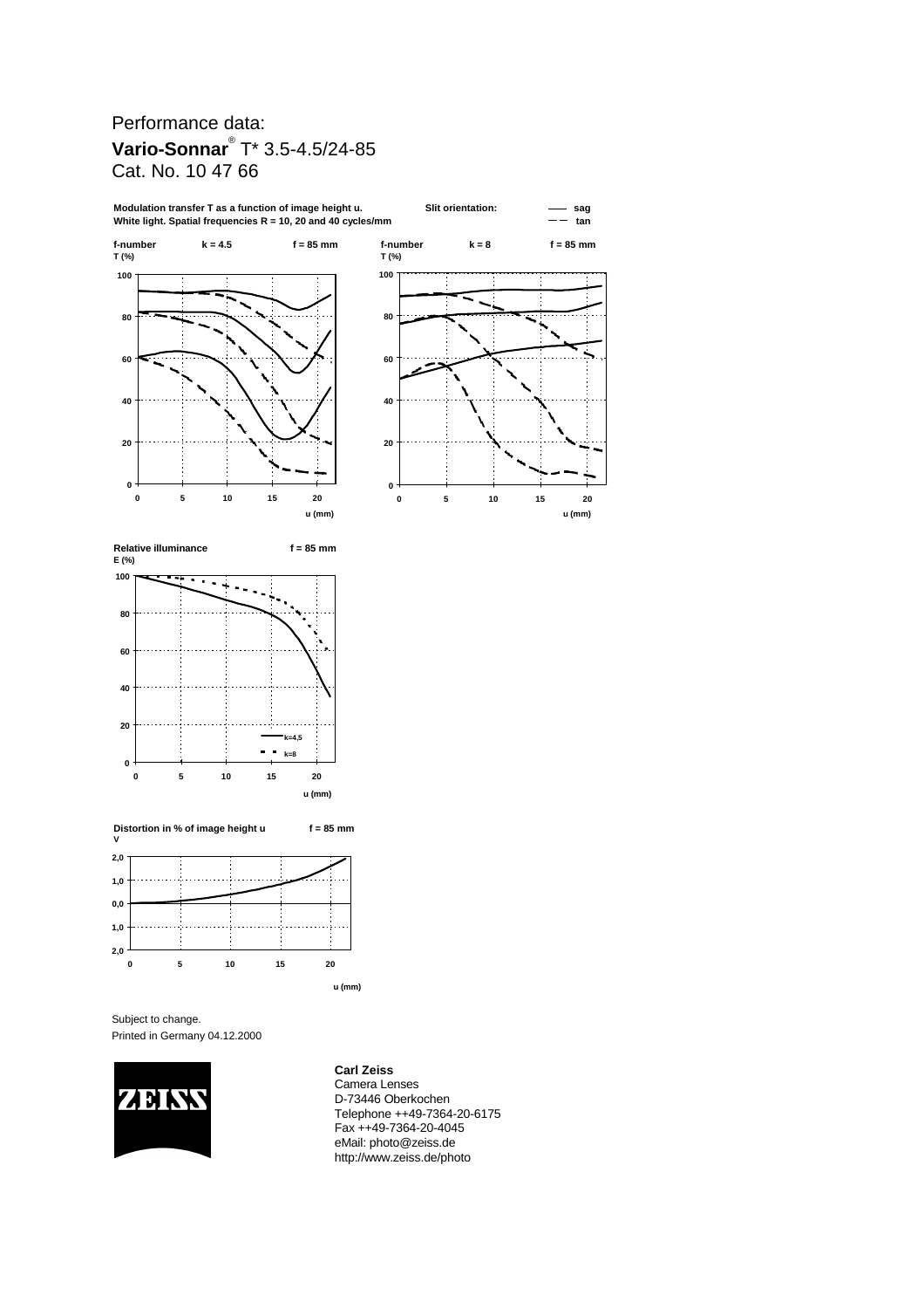Performance data:

**Vario-Sonnar**® T* 3.5-4.5/24-85

Cat. No. 10 47 66

**Modulation transfer T as a function of image height u.**
**White light. Spatial frequencies R = 10, 20 and 40 cycles/mm**

**Slit orientation:** —— sag, – – tan

**f-number** **k = 4.5** **f = 85 mm**
**T (%)**
100
80
60
40
20
0
0 5 10 15 20
**u (mm)**

**f-number** **k = 8** **f = 85 mm**
**T (%)**
100
80
60
40
20
0
0 5 10 15 20
**u (mm)**

**Relative illuminance** **f = 85 mm**
**E (%)**
100
80
60
40
20
0
0 5 10 15 20
**u (mm)**
**k=4,5**
**k=8**

**Distortion in % of image height u** **f = 85 mm**
**V**
2,0
1,0
0,0
1,0
2,0
0 5 10 15 20
**u (mm)**

Subject to change.
Printed in Germany 04.12.2000

ZEISS

**Carl Zeiss**
Camera Lenses
D-73446 Oberkochen
Telephone ++49-7364-20-6175
Fax ++49-7364-20-4045
eMail: photo@zeiss.de
http://www.zeiss.de/photo